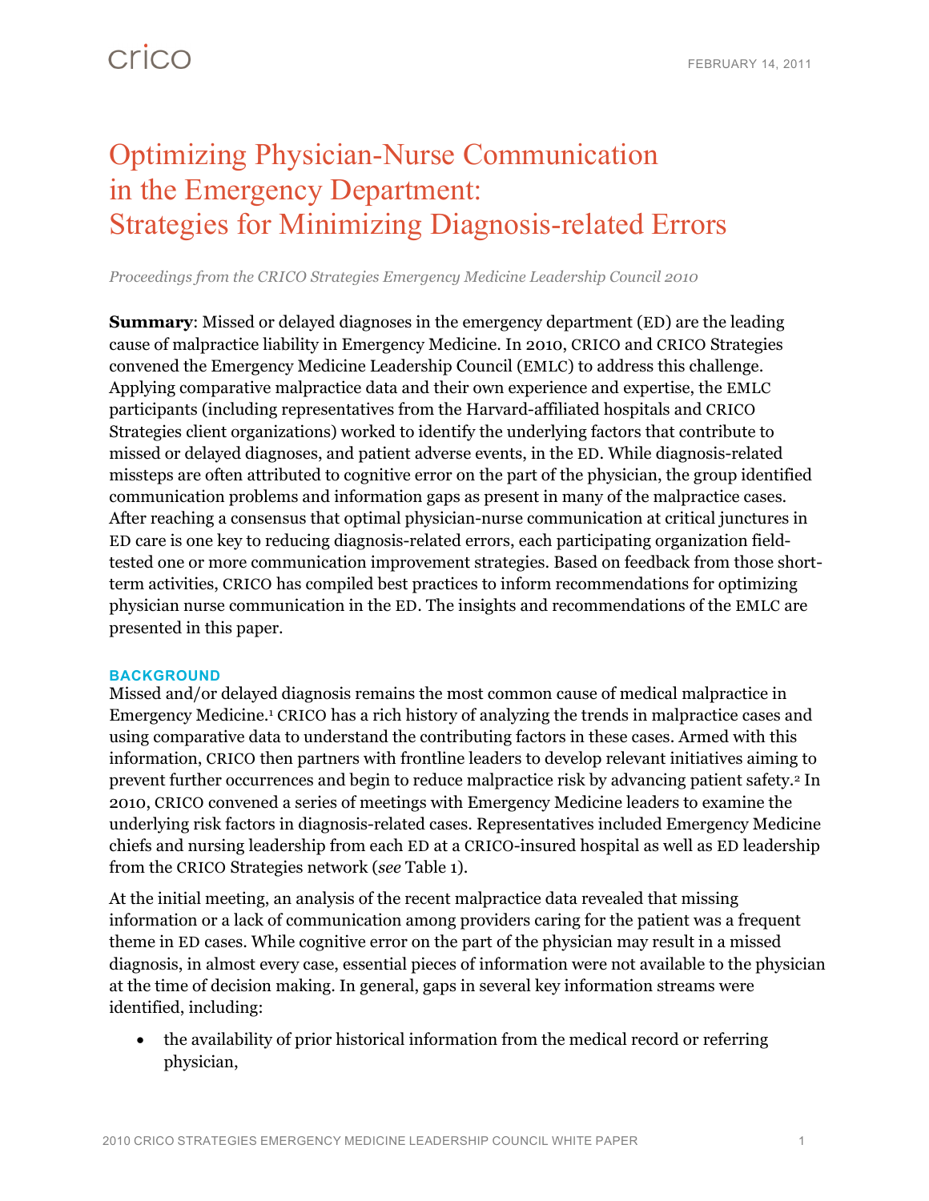crico

FEBRUARY 14, 2011

# Optimizing Physician-Nurse Communication in the Emergency Department: Strategies for Minimizing Diagnosis-related Errors

*Proceedings from the CRICO Strategies Emergency Medicine Leadership Council 2010*

**Summary**: Missed or delayed diagnoses in the emergency department (ED) are the leading cause of malpractice liability in Emergency Medicine. In 2010, CRICO and CRICO Strategies convened the Emergency Medicine Leadership Council (EMLC) to address this challenge. Applying comparative malpractice data and their own experience and expertise, the EMLC participants (including representatives from the Harvard-affiliated hospitals and CRICO Strategies client organizations) worked to identify the underlying factors that contribute to missed or delayed diagnoses, and patient adverse events, in the ED. While diagnosis-related missteps are often attributed to cognitive error on the part of the physician, the group identified communication problems and information gaps as present in many of the malpractice cases. After reaching a consensus that optimal physician-nurse communication at critical junctures in ED care is one key to reducing diagnosis-related errors, each participating organization field-tested one or more communication improvement strategies. Based on feedback from those short-term activities, CRICO has compiled best practices to inform recommendations for optimizing physician nurse communication in the ED. The insights and recommendations of the EMLC are presented in this paper.

## BACKGROUND

Missed and/or delayed diagnosis remains the most common cause of medical malpractice in Emergency Medicine.[1] CRICO has a rich history of analyzing the trends in malpractice cases and using comparative data to understand the contributing factors in these cases. Armed with this information, CRICO then partners with frontline leaders to develop relevant initiatives aiming to prevent further occurrences and begin to reduce malpractice risk by advancing patient safety.[2] In 2010, CRICO convened a series of meetings with Emergency Medicine leaders to examine the underlying risk factors in diagnosis-related cases. Representatives included Emergency Medicine chiefs and nursing leadership from each ED at a CRICO-insured hospital as well as ED leadership from the CRICO Strategies network (*see* Table 1).

At the initial meeting, an analysis of the recent malpractice data revealed that missing information or a lack of communication among providers caring for the patient was a frequent theme in ED cases. While cognitive error on the part of the physician may result in a missed diagnosis, in almost every case, essential pieces of information were not available to the physician at the time of decision making. In general, gaps in several key information streams were identified, including:

- the availability of prior historical information from the medical record or referring physician,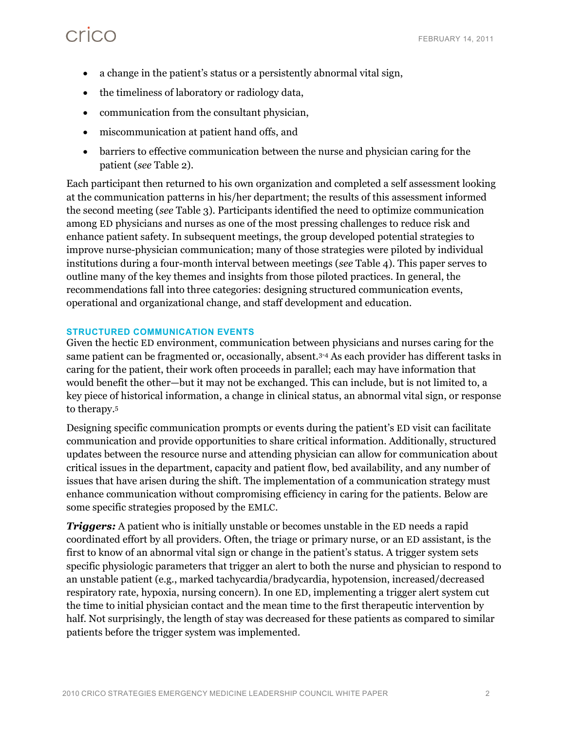- a change in the patient's status or a persistently abnormal vital sign,
- the timeliness of laboratory or radiology data,
- communication from the consultant physician,
- miscommunication at patient hand offs, and
- barriers to effective communication between the nurse and physician caring for the patient (*see* Table 2).

Each participant then returned to his own organization and completed a self assessment looking at the communication patterns in his/her department; the results of this assessment informed the second meeting (*see* Table 3). Participants identified the need to optimize communication among ED physicians and nurses as one of the most pressing challenges to reduce risk and enhance patient safety. In subsequent meetings, the group developed potential strategies to improve nurse-physician communication; many of those strategies were piloted by individual institutions during a four-month interval between meetings (*see* Table 4). This paper serves to outline many of the key themes and insights from those piloted practices. In general, the recommendations fall into three categories: designing structured communication events, operational and organizational change, and staff development and education.

## STRUCTURED COMMUNICATION EVENTS

Given the hectic ED environment, communication between physicians and nurses caring for the same patient can be fragmented or, occasionally, absent.[3-4] As each provider has different tasks in caring for the patient, their work often proceeds in parallel; each may have information that would benefit the other—but it may not be exchanged. This can include, but is not limited to, a key piece of historical information, a change in clinical status, an abnormal vital sign, or response to therapy.[5]

Designing specific communication prompts or events during the patient's ED visit can facilitate communication and provide opportunities to share critical information. Additionally, structured updates between the resource nurse and attending physician can allow for communication about critical issues in the department, capacity and patient flow, bed availability, and any number of issues that have arisen during the shift. The implementation of a communication strategy must enhance communication without compromising efficiency in caring for the patients. Below are some specific strategies proposed by the EMLC.

***Triggers:*** A patient who is initially unstable or becomes unstable in the ED needs a rapid coordinated effort by all providers. Often, the triage or primary nurse, or an ED assistant, is the first to know of an abnormal vital sign or change in the patient's status. A trigger system sets specific physiologic parameters that trigger an alert to both the nurse and physician to respond to an unstable patient (e.g., marked tachycardia/bradycardia, hypotension, increased/decreased respiratory rate, hypoxia, nursing concern). In one ED, implementing a trigger alert system cut the time to initial physician contact and the mean time to the first therapeutic intervention by half. Not surprisingly, the length of stay was decreased for these patients as compared to similar patients before the trigger system was implemented.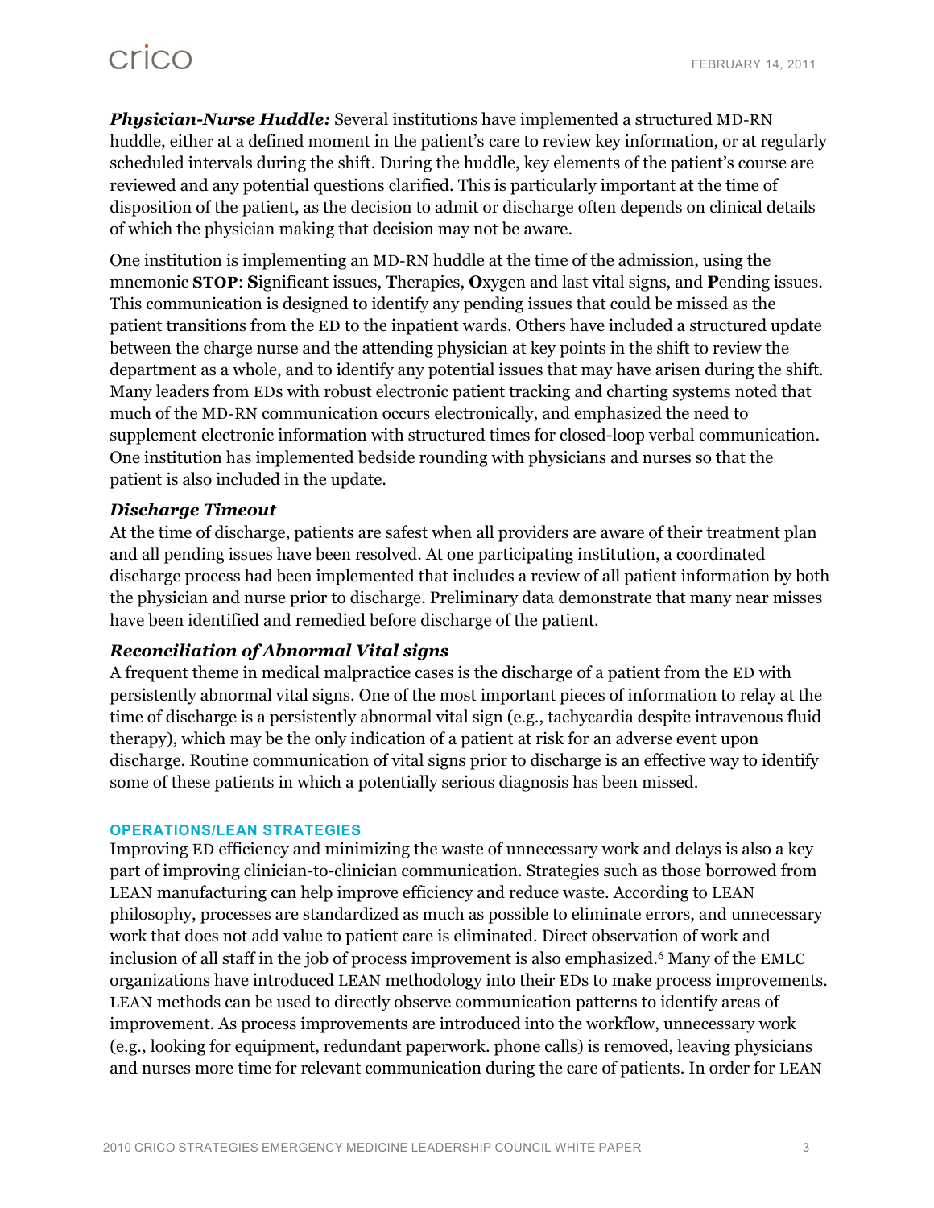***Physician-Nurse Huddle:*** Several institutions have implemented a structured MD-RN huddle, either at a defined moment in the patient's care to review key information, or at regularly scheduled intervals during the shift. During the huddle, key elements of the patient's course are reviewed and any potential questions clarified. This is particularly important at the time of disposition of the patient, as the decision to admit or discharge often depends on clinical details of which the physician making that decision may not be aware.

One institution is implementing an MD-RN huddle at the time of the admission, using the mnemonic **STOP**: **S**ignificant issues, **T**herapies, **O**xygen and last vital signs, and **P**ending issues. This communication is designed to identify any pending issues that could be missed as the patient transitions from the ED to the inpatient wards. Others have included a structured update between the charge nurse and the attending physician at key points in the shift to review the department as a whole, and to identify any potential issues that may have arisen during the shift. Many leaders from EDs with robust electronic patient tracking and charting systems noted that much of the MD-RN communication occurs electronically, and emphasized the need to supplement electronic information with structured times for closed-loop verbal communication. One institution has implemented bedside rounding with physicians and nurses so that the patient is also included in the update.

### *Discharge Timeout*

At the time of discharge, patients are safest when all providers are aware of their treatment plan and all pending issues have been resolved. At one participating institution, a coordinated discharge process had been implemented that includes a review of all patient information by both the physician and nurse prior to discharge. Preliminary data demonstrate that many near misses have been identified and remedied before discharge of the patient.

### *Reconciliation of Abnormal Vital signs*

A frequent theme in medical malpractice cases is the discharge of a patient from the ED with persistently abnormal vital signs. One of the most important pieces of information to relay at the time of discharge is a persistently abnormal vital sign (e.g., tachycardia despite intravenous fluid therapy), which may be the only indication of a patient at risk for an adverse event upon discharge. Routine communication of vital signs prior to discharge is an effective way to identify some of these patients in which a potentially serious diagnosis has been missed.

## OPERATIONS/LEAN STRATEGIES

Improving ED efficiency and minimizing the waste of unnecessary work and delays is also a key part of improving clinician-to-clinician communication. Strategies such as those borrowed from LEAN manufacturing can help improve efficiency and reduce waste. According to LEAN philosophy, processes are standardized as much as possible to eliminate errors, and unnecessary work that does not add value to patient care is eliminated. Direct observation of work and inclusion of all staff in the job of process improvement is also emphasized.[6] Many of the EMLC organizations have introduced LEAN methodology into their EDs to make process improvements. LEAN methods can be used to directly observe communication patterns to identify areas of improvement. As process improvements are introduced into the workflow, unnecessary work (e.g., looking for equipment, redundant paperwork. phone calls) is removed, leaving physicians and nurses more time for relevant communication during the care of patients. In order for LEAN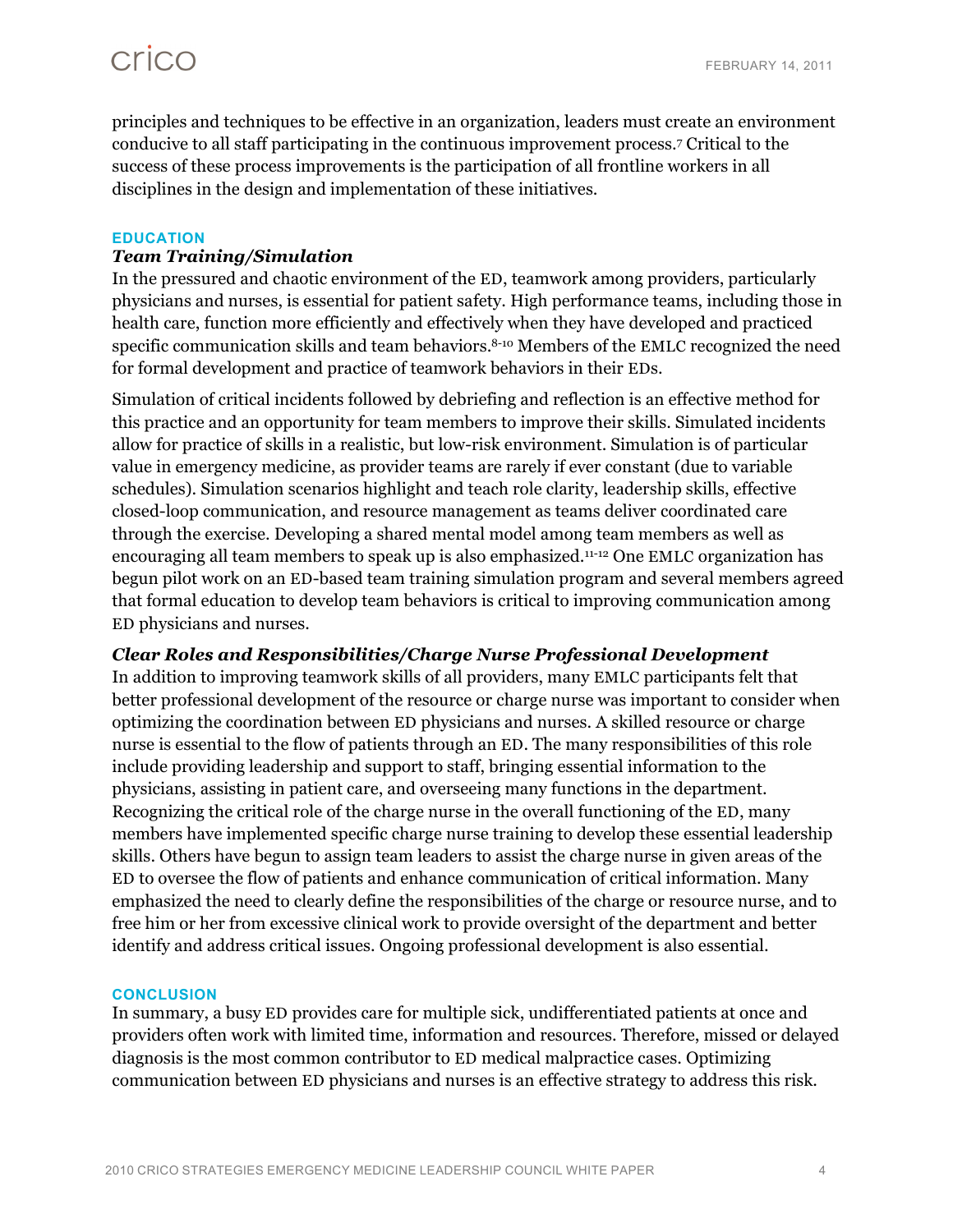principles and techniques to be effective in an organization, leaders must create an environment conducive to all staff participating in the continuous improvement process.[7] Critical to the success of these process improvements is the participation of all frontline workers in all disciplines in the design and implementation of these initiatives.

## EDUCATION

### *Team Training/Simulation*

In the pressured and chaotic environment of the ED, teamwork among providers, particularly physicians and nurses, is essential for patient safety. High performance teams, including those in health care, function more efficiently and effectively when they have developed and practiced specific communication skills and team behaviors.[8-10] Members of the EMLC recognized the need for formal development and practice of teamwork behaviors in their EDs.

Simulation of critical incidents followed by debriefing and reflection is an effective method for this practice and an opportunity for team members to improve their skills. Simulated incidents allow for practice of skills in a realistic, but low-risk environment. Simulation is of particular value in emergency medicine, as provider teams are rarely if ever constant (due to variable schedules). Simulation scenarios highlight and teach role clarity, leadership skills, effective closed-loop communication, and resource management as teams deliver coordinated care through the exercise. Developing a shared mental model among team members as well as encouraging all team members to speak up is also emphasized.[11-12] One EMLC organization has begun pilot work on an ED-based team training simulation program and several members agreed that formal education to develop team behaviors is critical to improving communication among ED physicians and nurses.

### *Clear Roles and Responsibilities/Charge Nurse Professional Development*

In addition to improving teamwork skills of all providers, many EMLC participants felt that better professional development of the resource or charge nurse was important to consider when optimizing the coordination between ED physicians and nurses. A skilled resource or charge nurse is essential to the flow of patients through an ED. The many responsibilities of this role include providing leadership and support to staff, bringing essential information to the physicians, assisting in patient care, and overseeing many functions in the department. Recognizing the critical role of the charge nurse in the overall functioning of the ED, many members have implemented specific charge nurse training to develop these essential leadership skills. Others have begun to assign team leaders to assist the charge nurse in given areas of the ED to oversee the flow of patients and enhance communication of critical information. Many emphasized the need to clearly define the responsibilities of the charge or resource nurse, and to free him or her from excessive clinical work to provide oversight of the department and better identify and address critical issues. Ongoing professional development is also essential.

## CONCLUSION

In summary, a busy ED provides care for multiple sick, undifferentiated patients at once and providers often work with limited time, information and resources. Therefore, missed or delayed diagnosis is the most common contributor to ED medical malpractice cases. Optimizing communication between ED physicians and nurses is an effective strategy to address this risk.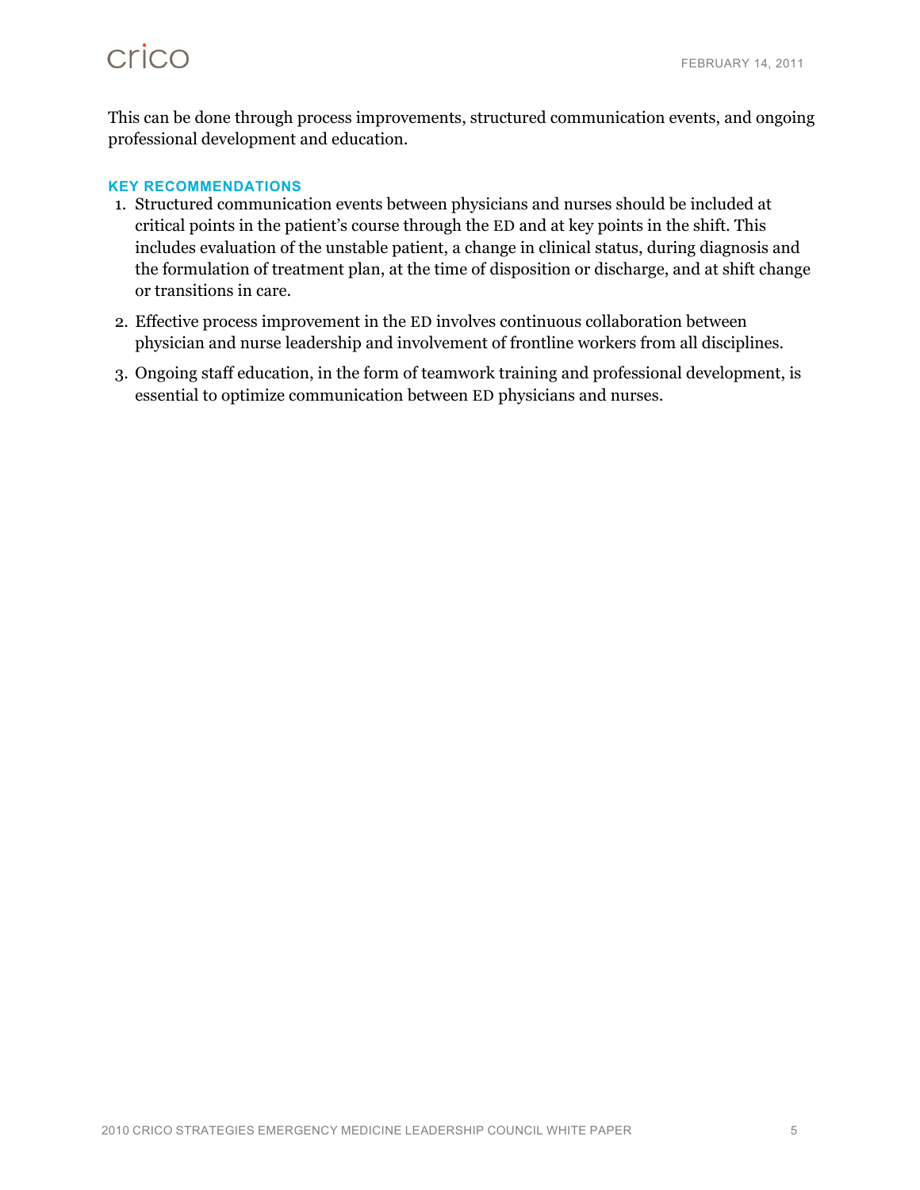This can be done through process improvements, structured communication events, and ongoing professional development and education.

### KEY RECOMMENDATIONS

1. Structured communication events between physicians and nurses should be included at critical points in the patient's course through the ED and at key points in the shift. This includes evaluation of the unstable patient, a change in clinical status, during diagnosis and the formulation of treatment plan, at the time of disposition or discharge, and at shift change or transitions in care.
2. Effective process improvement in the ED involves continuous collaboration between physician and nurse leadership and involvement of frontline workers from all disciplines.
3. Ongoing staff education, in the form of teamwork training and professional development, is essential to optimize communication between ED physicians and nurses.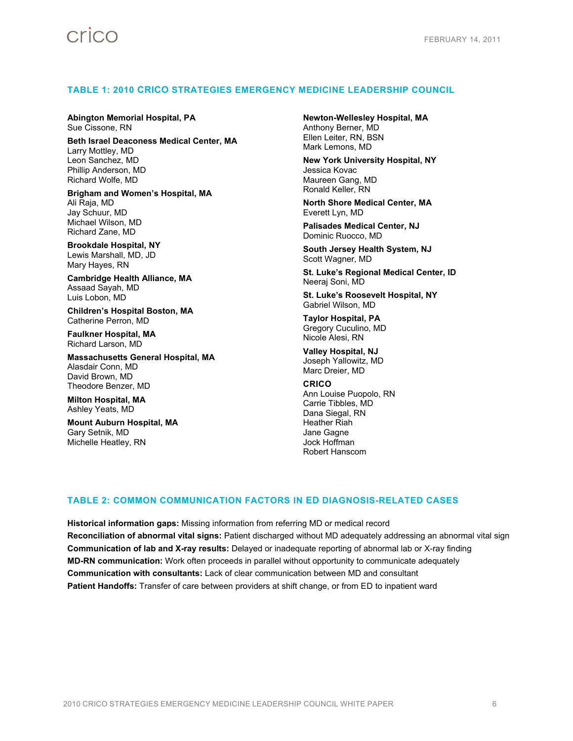## TABLE 1: 2010 CRICO STRATEGIES EMERGENCY MEDICINE LEADERSHIP COUNCIL

**Abington Memorial Hospital, PA**
Sue Cissone, RN

**Beth Israel Deaconess Medical Center, MA**
Larry Mottley, MD
Leon Sanchez, MD
Phillip Anderson, MD
Richard Wolfe, MD

**Brigham and Women's Hospital, MA**
Ali Raja, MD
Jay Schuur, MD
Michael Wilson, MD
Richard Zane, MD

**Brookdale Hospital, NY**
Lewis Marshall, MD, JD
Mary Hayes, RN

**Cambridge Health Alliance, MA**
Assaad Sayah, MD
Luis Lobon, MD

**Children's Hospital Boston, MA**
Catherine Perron, MD

**Faulkner Hospital, MA**
Richard Larson, MD

**Massachusetts General Hospital, MA**
Alasdair Conn, MD
David Brown, MD
Theodore Benzer, MD

**Milton Hospital, MA**
Ashley Yeats, MD

**Mount Auburn Hospital, MA**
Gary Setnik, MD
Michelle Heatley, RN

**Newton-Wellesley Hospital, MA**
Anthony Berner, MD
Ellen Leiter, RN, BSN
Mark Lemons, MD

**New York University Hospital, NY**
Jessica Kovac
Maureen Gang, MD
Ronald Keller, RN

**North Shore Medical Center, MA**
Everett Lyn, MD

**Palisades Medical Center, NJ**
Dominic Ruocco, MD

**South Jersey Health System, NJ**
Scott Wagner, MD

**St. Luke's Regional Medical Center, ID**
Neeraj Soni, MD

**St. Luke's Roosevelt Hospital, NY**
Gabriel Wilson, MD

**Taylor Hospital, PA**
Gregory Cuculino, MD
Nicole Alesi, RN

**Valley Hospital, NJ**
Joseph Yallowitz, MD
Marc Dreier, MD

**CRICO**
Ann Louise Puopolo, RN
Carrie Tibbles, MD
Dana Siegal, RN
Heather Riah
Jane Gagne
Jock Hoffman
Robert Hanscom

## TABLE 2: COMMON COMMUNICATION FACTORS IN ED DIAGNOSIS-RELATED CASES

**Historical information gaps:** Missing information from referring MD or medical record
**Reconciliation of abnormal vital signs:** Patient discharged without MD adequately addressing an abnormal vital sign
**Communication of lab and X-ray results:** Delayed or inadequate reporting of abnormal lab or X-ray finding
**MD-RN communication:** Work often proceeds in parallel without opportunity to communicate adequately
**Communication with consultants:** Lack of clear communication between MD and consultant
**Patient Handoffs:** Transfer of care between providers at shift change, or from ED to inpatient ward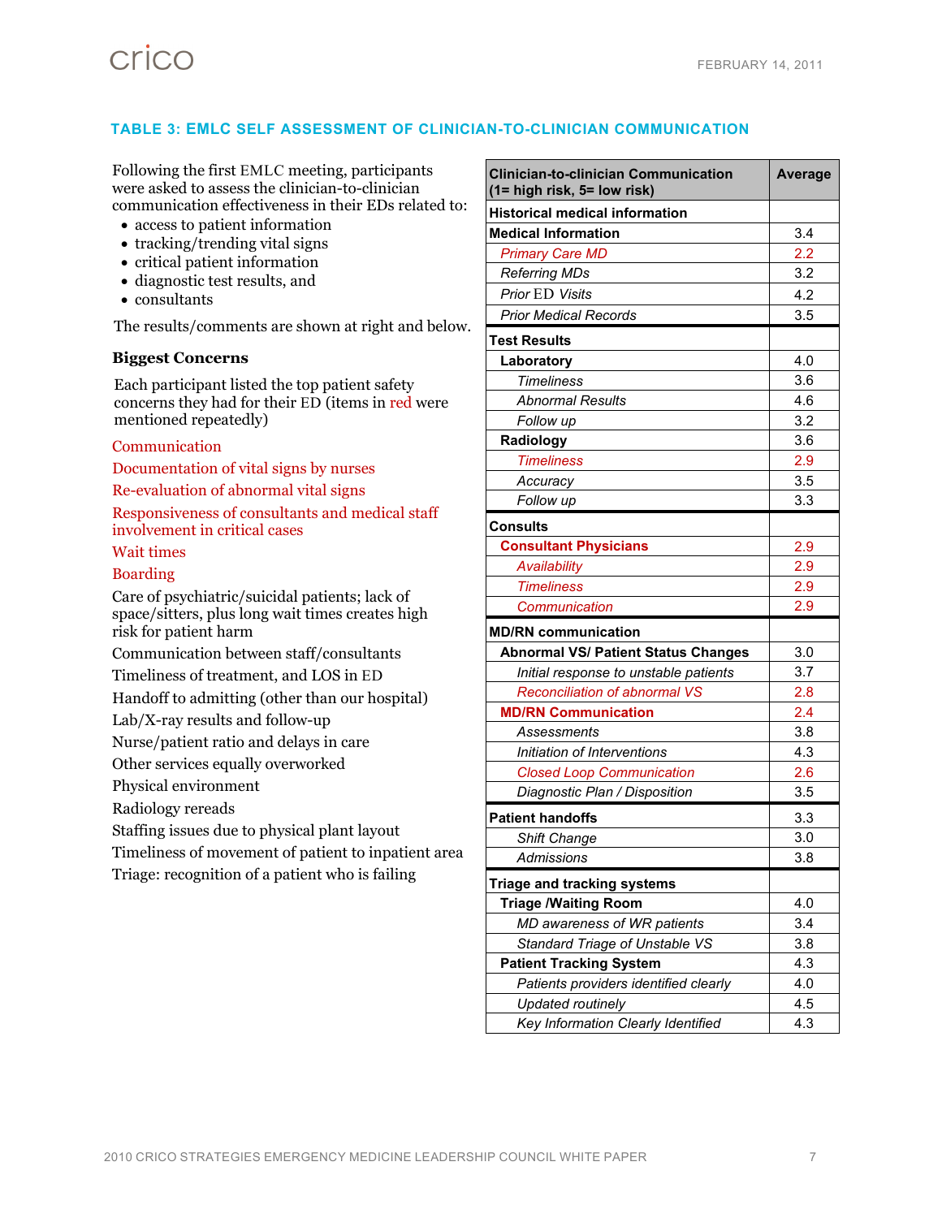## TABLE 3: EMLC SELF ASSESSMENT OF CLINICIAN-TO-CLINICIAN COMMUNICATION

Following the first EMLC meeting, participants were asked to assess the clinician-to-clinician communication effectiveness in their EDs related to:

- access to patient information
- tracking/trending vital signs
- critical patient information
- diagnostic test results, and
- consultants

The results/comments are shown at right and below.

### Biggest Concerns

Each participant listed the top patient safety concerns they had for their ED (items in red were mentioned repeatedly)

Communication

Documentation of vital signs by nurses

Re-evaluation of abnormal vital signs

Responsiveness of consultants and medical staff involvement in critical cases

Wait times

Boarding

Care of psychiatric/suicidal patients; lack of space/sitters, plus long wait times creates high risk for patient harm

Communication between staff/consultants

Timeliness of treatment, and LOS in ED

Handoff to admitting (other than our hospital)

Lab/X-ray results and follow-up

Nurse/patient ratio and delays in care

Other services equally overworked

Physical environment

Radiology rereads

Staffing issues due to physical plant layout

Timeliness of movement of patient to inpatient area

Triage: recognition of a patient who is failing

| Clinician-to-clinician Communication (1= high risk, 5= low risk) | Average |
|---|---|
| **Historical medical information** | |
| **Medical Information** | 3.4 |
| *Primary Care MD* | 2.2 |
| *Referring MDs* | 3.2 |
| *Prior ED Visits* | 4.2 |
| *Prior Medical Records* | 3.5 |
| **Test Results** | |
| **Laboratory** | 4.0 |
| *Timeliness* | 3.6 |
| *Abnormal Results* | 4.6 |
| *Follow up* | 3.2 |
| **Radiology** | 3.6 |
| *Timeliness* | 2.9 |
| *Accuracy* | 3.5 |
| *Follow up* | 3.3 |
| **Consults** | |
| **Consultant Physicians** | 2.9 |
| *Availability* | 2.9 |
| *Timeliness* | 2.9 |
| *Communication* | 2.9 |
| **MD/RN communication** | |
| **Abnormal VS/ Patient Status Changes** | 3.0 |
| *Initial response to unstable patients* | 3.7 |
| *Reconciliation of abnormal VS* | 2.8 |
| **MD/RN Communication** | 2.4 |
| *Assessments* | 3.8 |
| *Initiation of Interventions* | 4.3 |
| *Closed Loop Communication* | 2.6 |
| *Diagnostic Plan / Disposition* | 3.5 |
| **Patient handoffs** | 3.3 |
| *Shift Change* | 3.0 |
| *Admissions* | 3.8 |
| **Triage and tracking systems** | |
| **Triage /Waiting Room** | 4.0 |
| *MD awareness of WR patients* | 3.4 |
| *Standard Triage of Unstable VS* | 3.8 |
| **Patient Tracking System** | 4.3 |
| *Patients providers identified clearly* | 4.0 |
| *Updated routinely* | 4.5 |
| *Key Information Clearly Identified* | 4.3 |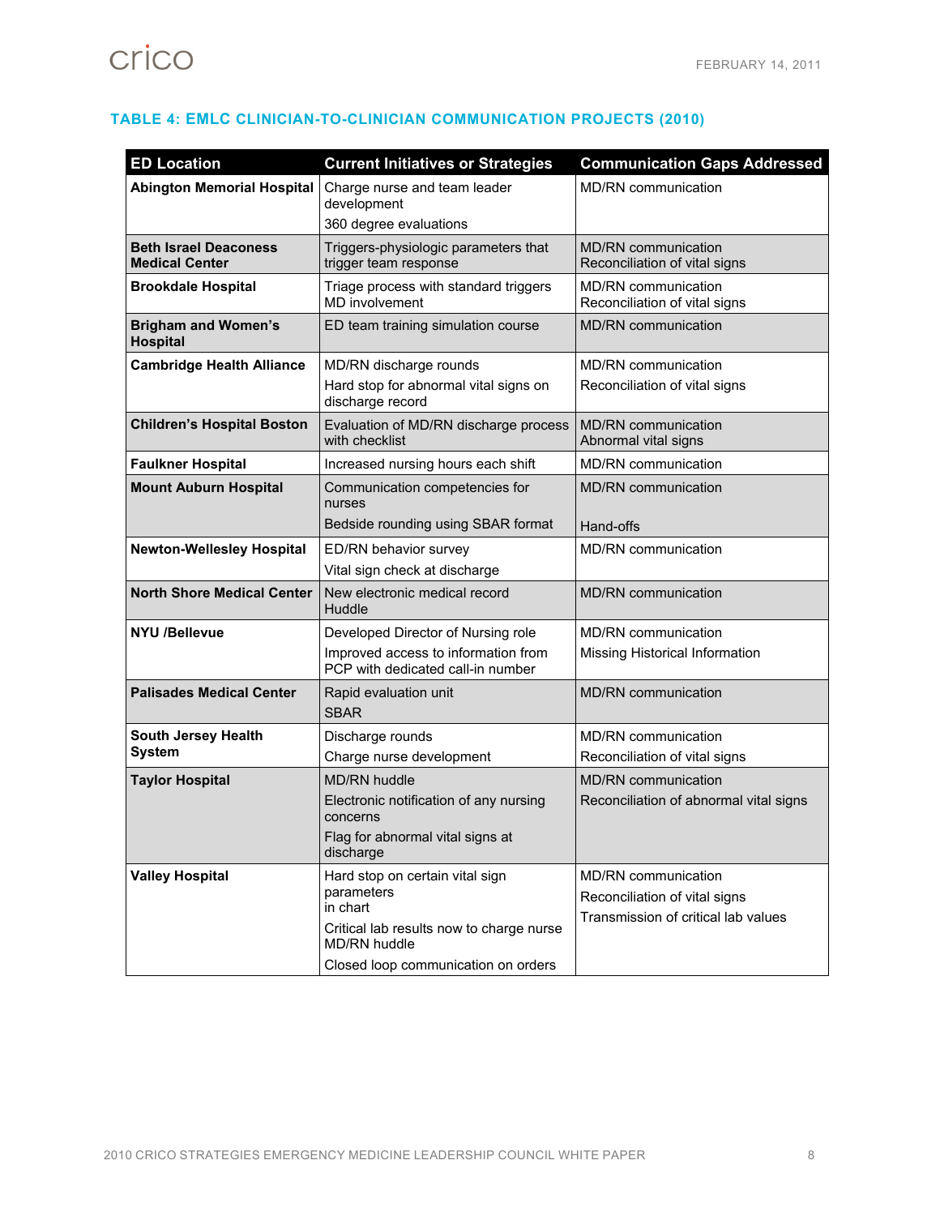### TABLE 4: EMLC CLINICIAN-TO-CLINICIAN COMMUNICATION PROJECTS (2010)

| ED Location | Current Initiatives or Strategies | Communication Gaps Addressed |
|---|---|---|
| **Abington Memorial Hospital** | Charge nurse and team leader development<br>360 degree evaluations | MD/RN communication |
| **Beth Israel Deaconess Medical Center** | Triggers-physiologic parameters that trigger team response | MD/RN communication<br>Reconciliation of vital signs |
| **Brookdale Hospital** | Triage process with standard triggers<br>MD involvement | MD/RN communication<br>Reconciliation of vital signs |
| **Brigham and Women's Hospital** | ED team training simulation course | MD/RN communication |
| **Cambridge Health Alliance** | MD/RN discharge rounds<br>Hard stop for abnormal vital signs on discharge record | MD/RN communication<br>Reconciliation of vital signs |
| **Children's Hospital Boston** | Evaluation of MD/RN discharge process with checklist | MD/RN communication<br>Abnormal vital signs |
| **Faulkner Hospital** | Increased nursing hours each shift | MD/RN communication |
| **Mount Auburn Hospital** | Communication competencies for nurses<br>Bedside rounding using SBAR format | MD/RN communication<br>Hand-offs |
| **Newton-Wellesley Hospital** | ED/RN behavior survey<br>Vital sign check at discharge | MD/RN communication |
| **North Shore Medical Center** | New electronic medical record<br>Huddle | MD/RN communication |
| **NYU /Bellevue** | Developed Director of Nursing role<br>Improved access to information from PCP with dedicated call-in number | MD/RN communication<br>Missing Historical Information |
| **Palisades Medical Center** | Rapid evaluation unit<br>SBAR | MD/RN communication |
| **South Jersey Health System** | Discharge rounds<br>Charge nurse development | MD/RN communication<br>Reconciliation of vital signs |
| **Taylor Hospital** | MD/RN huddle<br>Electronic notification of any nursing concerns<br>Flag for abnormal vital signs at discharge | MD/RN communication<br>Reconciliation of abnormal vital signs |
| **Valley Hospital** | Hard stop on certain vital sign parameters in chart<br>Critical lab results now to charge nurse<br>MD/RN huddle<br>Closed loop communication on orders | MD/RN communication<br>Reconciliation of vital signs<br>Transmission of critical lab values |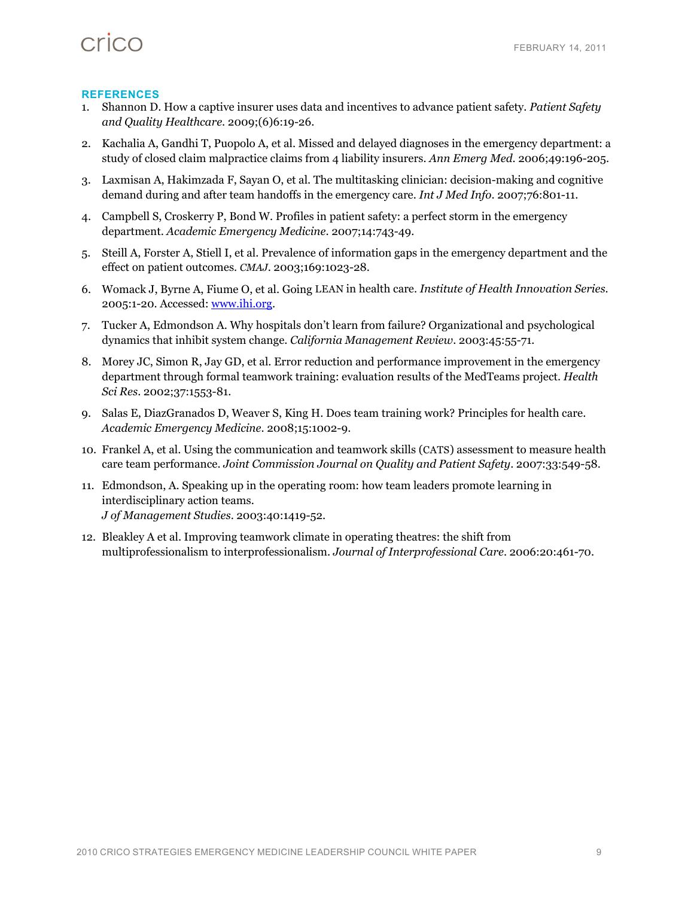## REFERENCES

1. Shannon D. How a captive insurer uses data and incentives to advance patient safety. *Patient Safety and Quality Healthcare*. 2009;(6)6:19-26.
2. Kachalia A, Gandhi T, Puopolo A, et al. Missed and delayed diagnoses in the emergency department: a study of closed claim malpractice claims from 4 liability insurers. *Ann Emerg Med*. 2006;49:196-205.
3. Laxmisan A, Hakimzada F, Sayan O, et al. The multitasking clinician: decision-making and cognitive demand during and after team handoffs in the emergency care. *Int J Med Info*. 2007;76:801-11.
4. Campbell S, Croskerry P, Bond W. Profiles in patient safety: a perfect storm in the emergency department. *Academic Emergency Medicine*. 2007;14:743-49.
5. Steill A, Forster A, Stiell I, et al. Prevalence of information gaps in the emergency department and the effect on patient outcomes. *CMAJ*. 2003;169:1023-28.
6. Womack J, Byrne A, Fiume O, et al. Going LEAN in health care. *Institute of Health Innovation Series*. 2005:1-20. Accessed: www.ihi.org.
7. Tucker A, Edmondson A. Why hospitals don't learn from failure? Organizational and psychological dynamics that inhibit system change. *California Management Review*. 2003:45:55-71.
8. Morey JC, Simon R, Jay GD, et al. Error reduction and performance improvement in the emergency department through formal teamwork training: evaluation results of the MedTeams project. *Health Sci Res*. 2002;37:1553-81.
9. Salas E, DiazGranados D, Weaver S, King H. Does team training work? Principles for health care. *Academic Emergency Medicine*. 2008;15:1002-9.
10. Frankel A, et al. Using the communication and teamwork skills (CATS) assessment to measure health care team performance. *Joint Commission Journal on Quality and Patient Safety*. 2007:33:549-58.
11. Edmondson, A. Speaking up in the operating room: how team leaders promote learning in interdisciplinary action teams. *J of Management Studies*. 2003:40:1419-52.
12. Bleakley A et al. Improving teamwork climate in operating theatres: the shift from multiprofessionalism to interprofessionalism. *Journal of Interprofessional Care*. 2006:20:461-70.